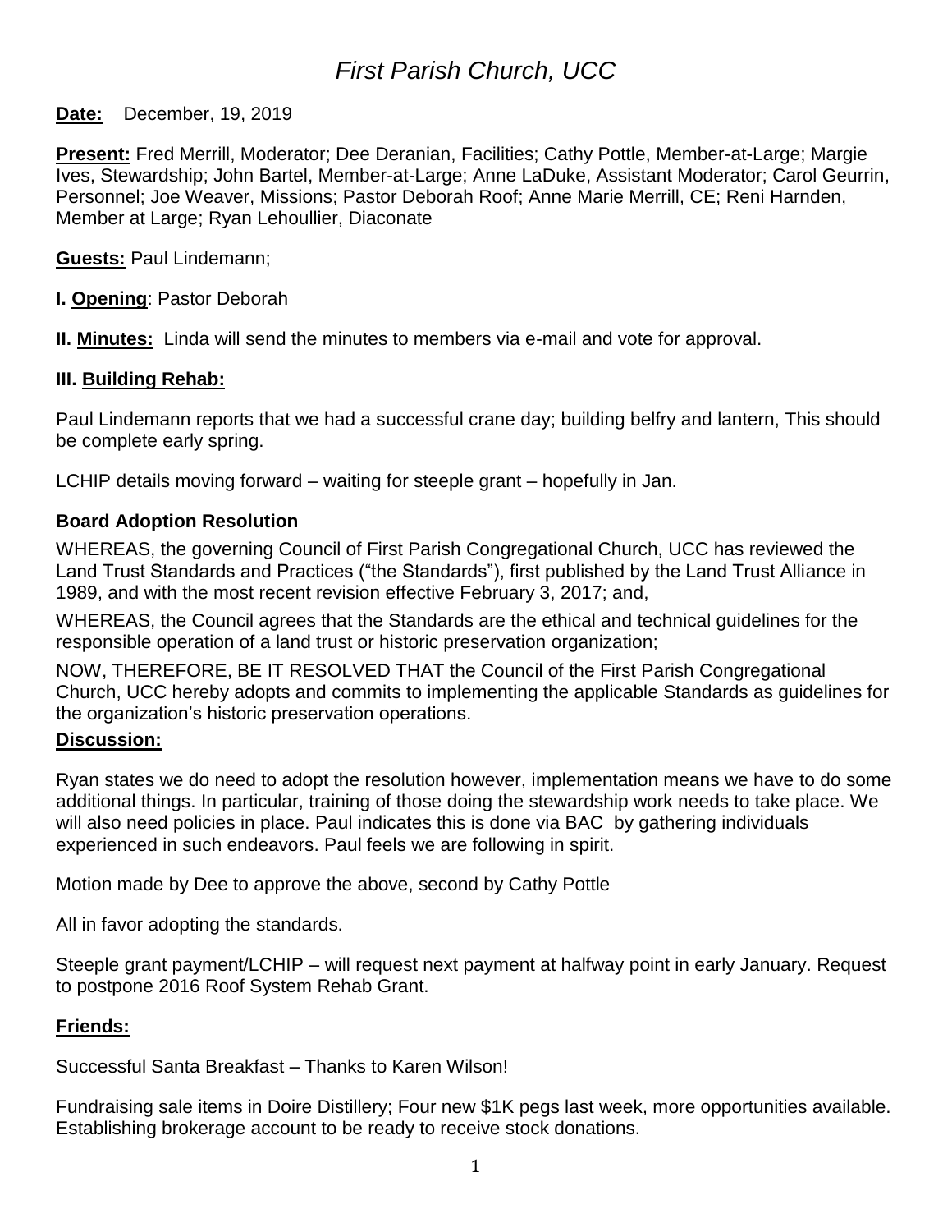# *First Parish Church, UCC*

**Date:** December, 19, 2019

**Present:** Fred Merrill, Moderator; Dee Deranian, Facilities; Cathy Pottle, Member-at-Large; Margie Ives, Stewardship; John Bartel, Member-at-Large; Anne LaDuke, Assistant Moderator; Carol Geurrin, Personnel; Joe Weaver, Missions; Pastor Deborah Roof; Anne Marie Merrill, CE; Reni Harnden, Member at Large; Ryan Lehoullier, Diaconate

**Guests:** Paul Lindemann;

**I. Opening**: Pastor Deborah

**II. Minutes:** Linda will send the minutes to members via e-mail and vote for approval.

**III. Building Rehab:**

Paul Lindemann reports that we had a successful crane day; building belfry and lantern, This should be complete early spring.

LCHIP details moving forward – waiting for steeple grant – hopefully in Jan.

**Board Adoption Resolution**

WHEREAS, the governing Council of First Parish Congregational Church, UCC has reviewed the Land Trust Standards and Practices ("the Standards"), first published by the Land Trust Alliance in 1989, and with the most recent revision effective February 3, 2017; and,

WHEREAS, the Council agrees that the Standards are the ethical and technical guidelines for the responsible operation of a land trust or historic preservation organization;

NOW, THEREFORE, BE IT RESOLVED THAT the Council of the First Parish Congregational Church, UCC hereby adopts and commits to implementing the applicable Standards as guidelines for the organization's historic preservation operations.

**Discussion:**

Ryan states we do need to adopt the resolution however, implementation means we have to do some additional things. In particular, training of those doing the stewardship work needs to take place. We will also need policies in place. Paul indicates this is done via BAC by gathering individuals experienced in such endeavors. Paul feels we are following in spirit.

Motion made by Dee to approve the above, second by Cathy Pottle

All in favor adopting the standards.

Steeple grant payment/LCHIP – will request next payment at halfway point in early January. Request to postpone 2016 Roof System Rehab Grant.

**Friends:**

Successful Santa Breakfast – Thanks to Karen Wilson!

Fundraising sale items in Doire Distillery; Four new $1K pegs last week, more opportunities available. Establishing brokerage account to be ready to receive stock donations.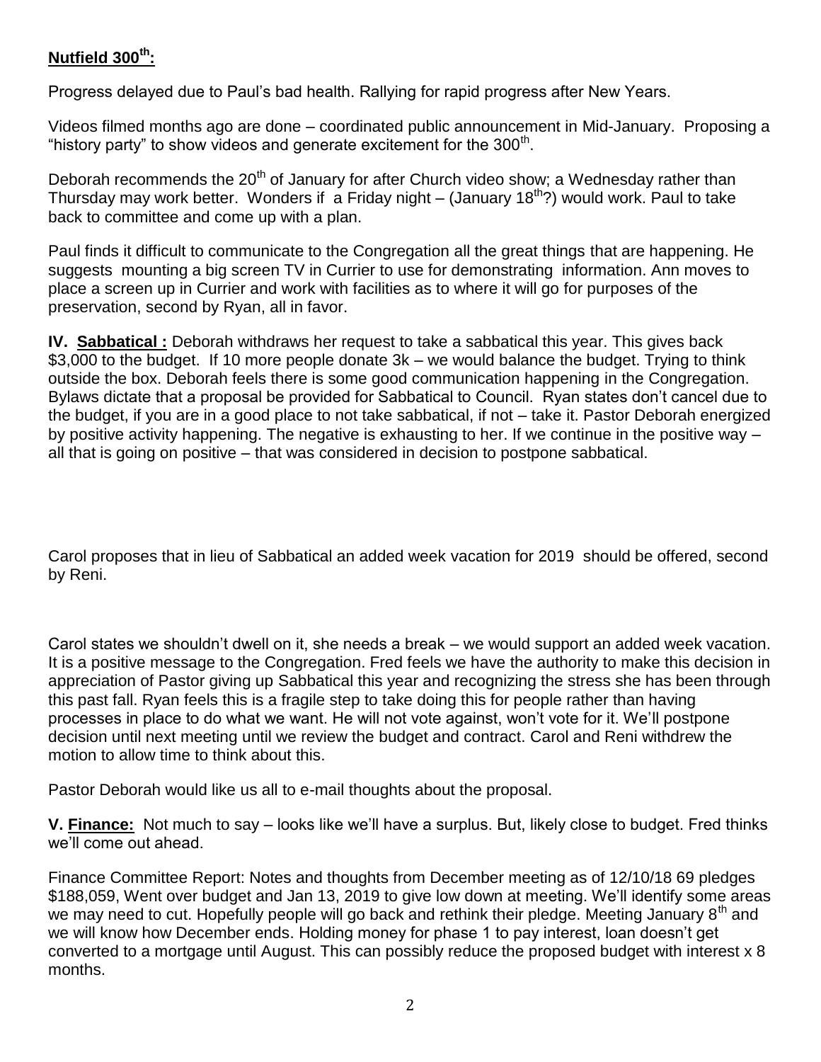**Nutfield 300th:**

Progress delayed due to Paul's bad health. Rallying for rapid progress after New Years.

Videos filmed months ago are done – coordinated public announcement in Mid-January. Proposing a "history party" to show videos and generate excitement for the 300th.

Deborah recommends the 20th of January for after Church video show; a Wednesday rather than Thursday may work better. Wonders if a Friday night – (January 18th?) would work. Paul to take back to committee and come up with a plan.

Paul finds it difficult to communicate to the Congregation all the great things that are happening. He suggests mounting a big screen TV in Currier to use for demonstrating information. Ann moves to place a screen up in Currier and work with facilities as to where it will go for purposes of the preservation, second by Ryan, all in favor.

**IV. Sabbatical :** Deborah withdraws her request to take a sabbatical this year. This gives back $3,000 to the budget. If 10 more people donate 3k – we would balance the budget. Trying to think outside the box. Deborah feels there is some good communication happening in the Congregation. Bylaws dictate that a proposal be provided for Sabbatical to Council. Ryan states don't cancel due to the budget, if you are in a good place to not take sabbatical, if not – take it. Pastor Deborah energized by positive activity happening. The negative is exhausting to her. If we continue in the positive way – all that is going on positive – that was considered in decision to postpone sabbatical.

Carol proposes that in lieu of Sabbatical an added week vacation for 2019 should be offered, second by Reni.

Carol states we shouldn't dwell on it, she needs a break – we would support an added week vacation. It is a positive message to the Congregation. Fred feels we have the authority to make this decision in appreciation of Pastor giving up Sabbatical this year and recognizing the stress she has been through this past fall. Ryan feels this is a fragile step to take doing this for people rather than having processes in place to do what we want. He will not vote against, won't vote for it. We'll postpone decision until next meeting until we review the budget and contract. Carol and Reni withdrew the motion to allow time to think about this.

Pastor Deborah would like us all to e-mail thoughts about the proposal.

**V. Finance:** Not much to say – looks like we'll have a surplus. But, likely close to budget. Fred thinks we'll come out ahead.

Finance Committee Report: Notes and thoughts from December meeting as of 12/10/18 69 pledges $188,059, Went over budget and Jan 13, 2019 to give low down at meeting. We'll identify some areas we may need to cut. Hopefully people will go back and rethink their pledge. Meeting January 8th and we will know how December ends. Holding money for phase 1 to pay interest, loan doesn't get converted to a mortgage until August. This can possibly reduce the proposed budget with interest x 8 months.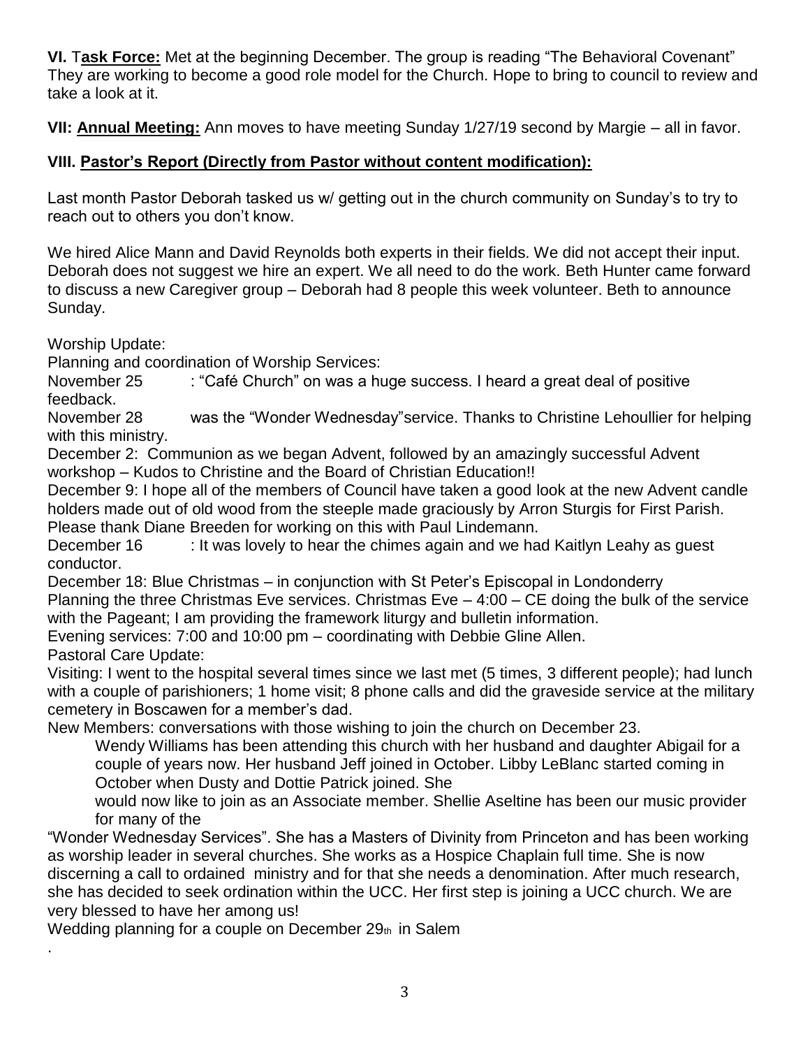**VI.** T**ask Force:** Met at the beginning December. The group is reading "The Behavioral Covenant" They are working to become a good role model for the Church. Hope to bring to council to review and take a look at it.

**VII: Annual Meeting:** Ann moves to have meeting Sunday 1/27/19 second by Margie – all in favor.

**VIII. Pastor's Report (Directly from Pastor without content modification):**

Last month Pastor Deborah tasked us w/ getting out in the church community on Sunday's to try to reach out to others you don't know.

We hired Alice Mann and David Reynolds both experts in their fields. We did not accept their input. Deborah does not suggest we hire an expert. We all need to do the work. Beth Hunter came forward to discuss a new Caregiver group – Deborah had 8 people this week volunteer. Beth to announce Sunday.

Worship Update:
Planning and coordination of Worship Services:
November 25 : "Café Church" on was a huge success. I heard a great deal of positive feedback.
November 28 was the "Wonder Wednesday"service. Thanks to Christine Lehoullier for helping with this ministry.
December 2: Communion as we began Advent, followed by an amazingly successful Advent workshop – Kudos to Christine and the Board of Christian Education!!
December 9: I hope all of the members of Council have taken a good look at the new Advent candle holders made out of old wood from the steeple made graciously by Arron Sturgis for First Parish. Please thank Diane Breeden for working on this with Paul Lindemann.
December 16 : It was lovely to hear the chimes again and we had Kaitlyn Leahy as guest conductor.
December 18: Blue Christmas – in conjunction with St Peter's Episcopal in Londonderry
Planning the three Christmas Eve services. Christmas Eve – 4:00 – CE doing the bulk of the service with the Pageant; I am providing the framework liturgy and bulletin information.
Evening services: 7:00 and 10:00 pm – coordinating with Debbie Gline Allen.
Pastoral Care Update:
Visiting: I went to the hospital several times since we last met (5 times, 3 different people); had lunch with a couple of parishioners; 1 home visit; 8 phone calls and did the graveside service at the military cemetery in Boscawen for a member's dad.
New Members: conversations with those wishing to join the church on December 23.

Wendy Williams has been attending this church with her husband and daughter Abigail for a couple of years now. Her husband Jeff joined in October. Libby LeBlanc started coming in October when Dusty and Dottie Patrick joined. She would now like to join as an Associate member. Shellie Aseltine has been our music provider for many of the "Wonder Wednesday Services". She has a Masters of Divinity from Princeton and has been working as worship leader in several churches. She works as a Hospice Chaplain full time. She is now discerning a call to ordained ministry and for that she needs a denomination. After much research, she has decided to seek ordination within the UCC. Her first step is joining a UCC church. We are very blessed to have her among us!

Wedding planning for a couple on December 29th in Salem

.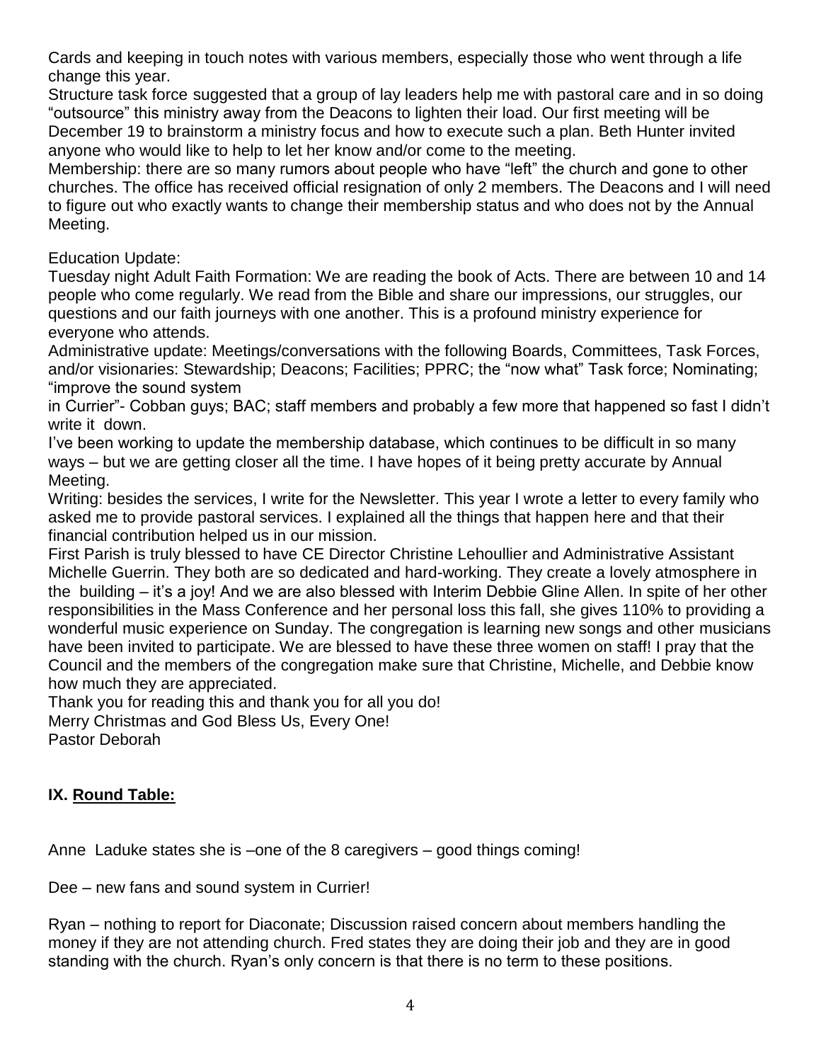Cards and keeping in touch notes with various members, especially those who went through a life change this year.

Structure task force suggested that a group of lay leaders help me with pastoral care and in so doing "outsource" this ministry away from the Deacons to lighten their load. Our first meeting will be December 19 to brainstorm a ministry focus and how to execute such a plan. Beth Hunter invited anyone who would like to help to let her know and/or come to the meeting.

Membership: there are so many rumors about people who have "left" the church and gone to other churches. The office has received official resignation of only 2 members. The Deacons and I will need to figure out who exactly wants to change their membership status and who does not by the Annual Meeting.

Education Update:

Tuesday night Adult Faith Formation: We are reading the book of Acts. There are between 10 and 14 people who come regularly. We read from the Bible and share our impressions, our struggles, our questions and our faith journeys with one another. This is a profound ministry experience for everyone who attends.

Administrative update: Meetings/conversations with the following Boards, Committees, Task Forces, and/or visionaries: Stewardship; Deacons; Facilities; PPRC; the "now what" Task force; Nominating; "improve the sound system in Currier"- Cobban guys; BAC; staff members and probably a few more that happened so fast I didn't write it down.

I've been working to update the membership database, which continues to be difficult in so many ways – but we are getting closer all the time. I have hopes of it being pretty accurate by Annual Meeting.

Writing: besides the services, I write for the Newsletter. This year I wrote a letter to every family who asked me to provide pastoral services. I explained all the things that happen here and that their financial contribution helped us in our mission.

First Parish is truly blessed to have CE Director Christine Lehoullier and Administrative Assistant Michelle Guerrin. They both are so dedicated and hard-working. They create a lovely atmosphere in the building – it's a joy! And we are also blessed with Interim Debbie Gline Allen. In spite of her other responsibilities in the Mass Conference and her personal loss this fall, she gives 110% to providing a wonderful music experience on Sunday. The congregation is learning new songs and other musicians have been invited to participate. We are blessed to have these three women on staff! I pray that the Council and the members of the congregation make sure that Christine, Michelle, and Debbie know how much they are appreciated.

Thank you for reading this and thank you for all you do!

Merry Christmas and God Bless Us, Every One!

Pastor Deborah

## IX. Round Table:

Anne Laduke states she is –one of the 8 caregivers – good things coming!

Dee – new fans and sound system in Currier!

Ryan – nothing to report for Diaconate; Discussion raised concern about members handling the money if they are not attending church. Fred states they are doing their job and they are in good standing with the church. Ryan's only concern is that there is no term to these positions.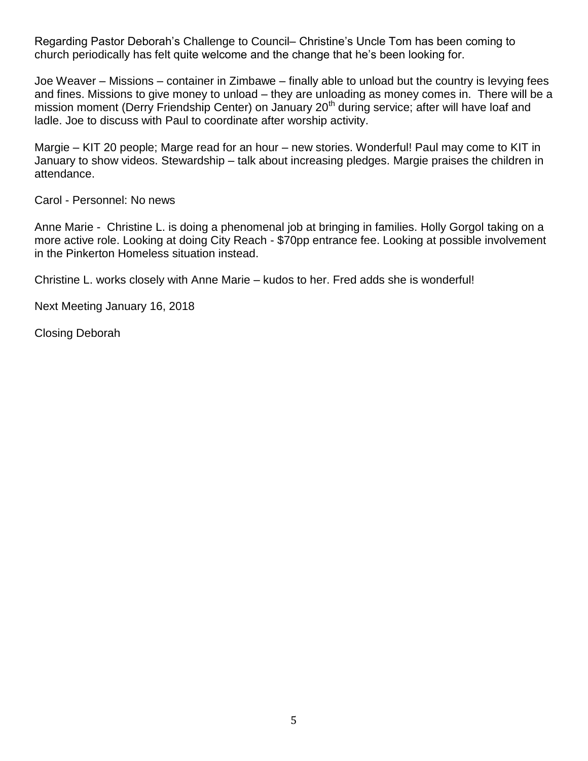Regarding Pastor Deborah's Challenge to Council– Christine's Uncle Tom has been coming to church periodically has felt quite welcome and the change that he's been looking for.

Joe Weaver – Missions – container in Zimbawe – finally able to unload but the country is levying fees and fines. Missions to give money to unload – they are unloading as money comes in. There will be a mission moment (Derry Friendship Center) on January 20th during service; after will have loaf and ladle. Joe to discuss with Paul to coordinate after worship activity.

Margie – KIT 20 people; Marge read for an hour – new stories. Wonderful! Paul may come to KIT in January to show videos. Stewardship – talk about increasing pledges. Margie praises the children in attendance.

Carol - Personnel: No news

Anne Marie - Christine L. is doing a phenomenal job at bringing in families. Holly Gorgol taking on a more active role. Looking at doing City Reach - $70pp entrance fee. Looking at possible involvement in the Pinkerton Homeless situation instead.

Christine L. works closely with Anne Marie – kudos to her. Fred adds she is wonderful!

Next Meeting January 16, 2018

Closing Deborah